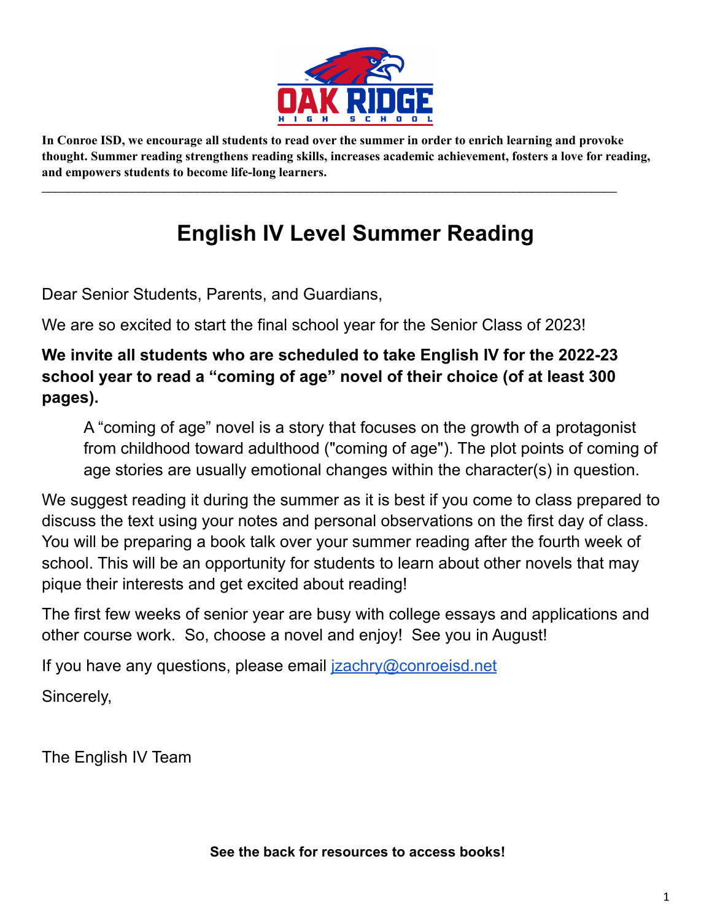**In Conroe ISD, we encourage all students to read over the summer in order to enrich learning and provoke thought. Summer reading strengthens reading skills, increases academic achievement, fosters a love for reading, and empowers students to become life-long learners.**

---

# English IV Level Summer Reading

Dear Senior Students, Parents, and Guardians,

We are so excited to start the final school year for the Senior Class of 2023!

**We invite all students who are scheduled to take English IV for the 2022-23 school year to read a "coming of age" novel of their choice (of at least 300 pages).**

> A "coming of age" novel is a story that focuses on the growth of a protagonist from childhood toward adulthood ("coming of age"). The plot points of coming of age stories are usually emotional changes within the character(s) in question.

We suggest reading it during the summer as it is best if you come to class prepared to discuss the text using your notes and personal observations on the first day of class. You will be preparing a book talk over your summer reading after the fourth week of school. This will be an opportunity for students to learn about other novels that may pique their interests and get excited about reading!

The first few weeks of senior year are busy with college essays and applications and other course work. So, choose a novel and enjoy! See you in August!

If you have any questions, please email [jzachry@conroeisd.net](mailto:jzachry@conroeisd.net)

Sincerely,

The English IV Team

**See the back for resources to access books!**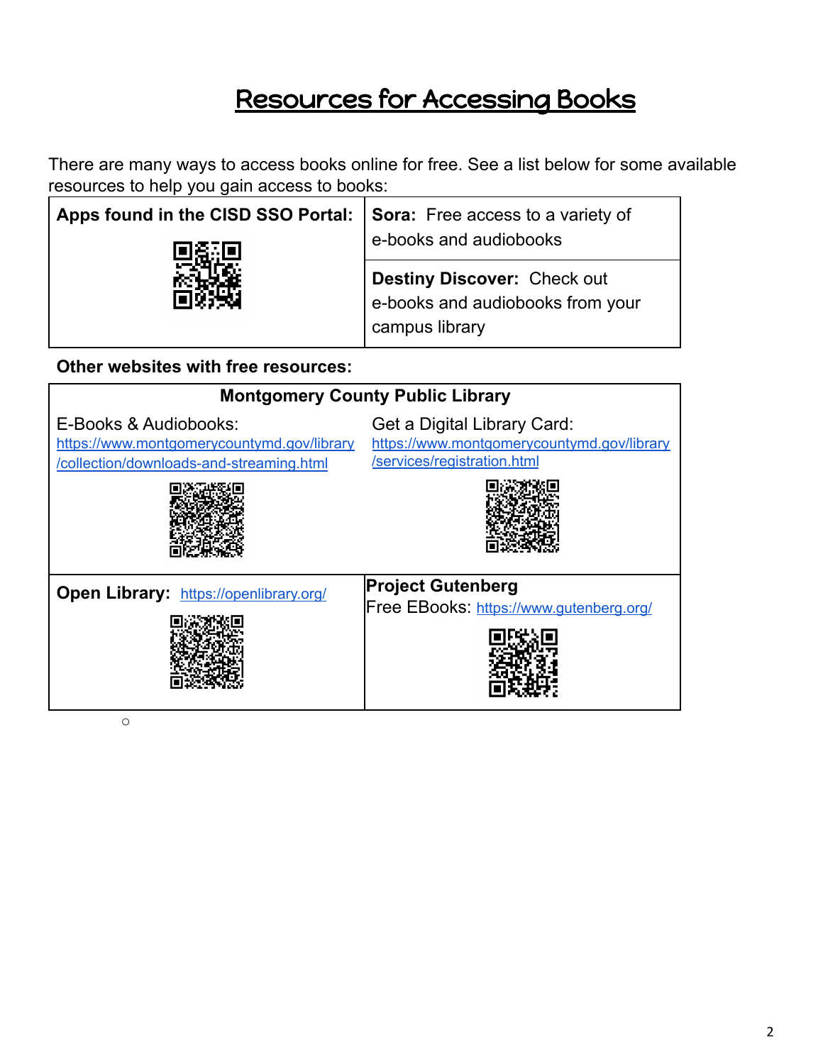# Resources for Accessing Books

There are many ways to access books online for free. See a list below for some available resources to help you gain access to books:

| | |
|---|---|
| **Apps found in the CISD SSO Portal:** | **Sora:** Free access to a variety of e-books and audiobooks |
| | **Destiny Discover:** Check out e-books and audiobooks from your campus library |

**Other websites with free resources:**

| **Montgomery County Public Library** | |
|---|---|
| E-Books & Audiobooks: https://www.montgomerycountymd.gov/library/collection/downloads-and-streaming.html | Get a Digital Library Card: https://www.montgomerycountymd.gov/library/services/registration.html |
| **Open Library:** https://openlibrary.org/ | **Project Gutenberg** Free EBooks: https://www.gutenberg.org/ |